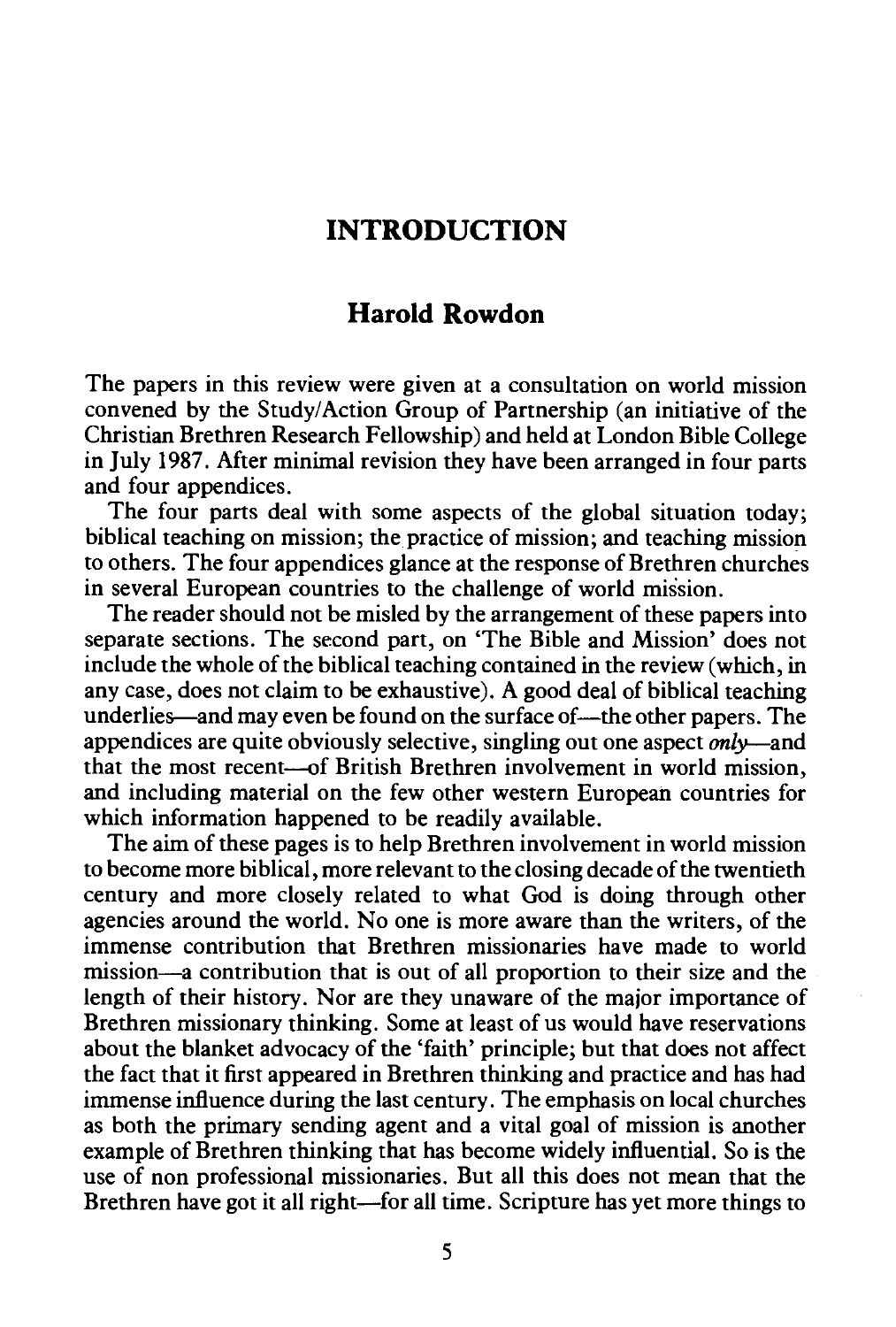# INTRODUCTION

## Harold Rowdon

The papers in this review were given at a consultation on world mission convened by the Study/Action Group of Partnership (an initiative of the Christian Brethren Research Fellowship) and held at London Bible College in July 1987. After minimal revision they have been arranged in four parts and four appendices.

The four parts deal with some aspects of the global situation today; biblical teaching on mission; the practice of mission; and teaching mission to others. The four appendices glance at the response of Brethren churches in several European countries to the challenge of world mission.

The reader should not be misled by the arrangement of these papers into separate sections. The second part, on 'The Bible and Mission' does not include the whole of the biblical teaching contained in the review (which, in any case, does not claim to be exhaustive). A good deal of biblical teaching underlies—and may even be found on the surface of—the other papers. The appendices are quite obviously selective, singling out one aspect *only*—and that the most recent—of British Brethren involvement in world mission, and including material on the few other western European countries for which information happened to be readily available.

The aim of these pages is to help Brethren involvement in world mission to become more biblical, more relevant to the closing decade of the twentieth century and more closely related to what God is doing through other agencies around the world. No one is more aware than the writers, of the immense contribution that Brethren missionaries have made to world mission—a contribution that is out of all proportion to their size and the length of their history. Nor are they unaware of the major importance of Brethren missionary thinking. Some at least of us would have reservations about the blanket advocacy of the 'faith' principle; but that does not affect the fact that it first appeared in Brethren thinking and practice and has had immense influence during the last century. The emphasis on local churches as both the primary sending agent and a vital goal of mission is another example of Brethren thinking that has become widely influential. So is the use of non professional missionaries. But all this does not mean that the Brethren have got it all right—for all time. Scripture has yet more things to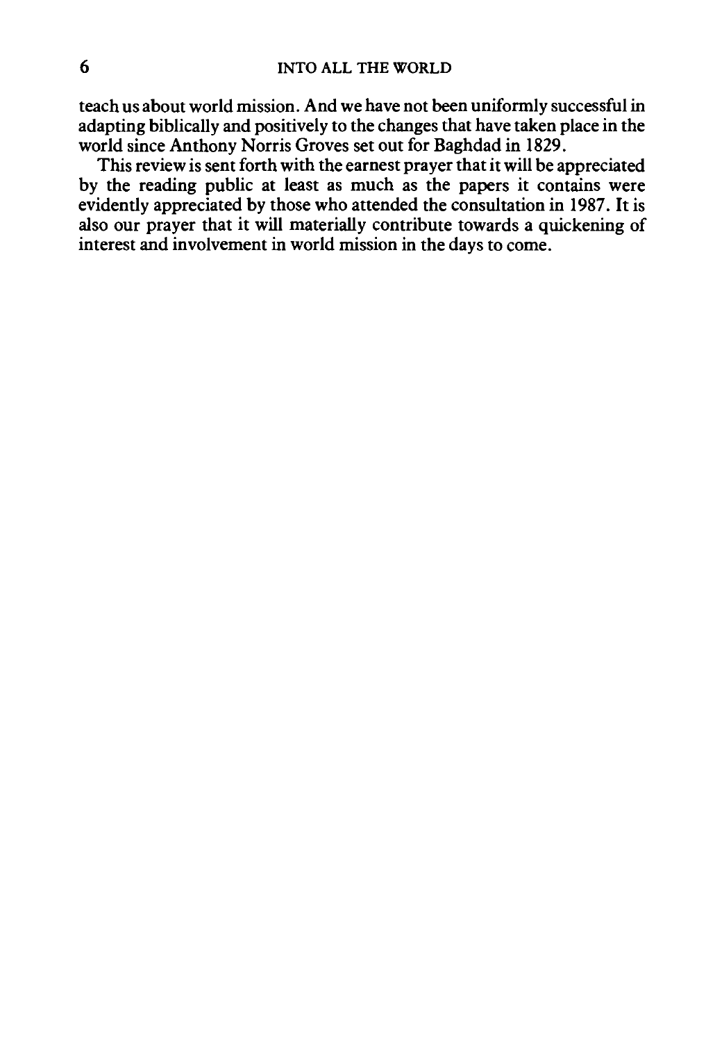teach us about world mission. And we have not been uniformly successful in adapting biblically and positively to the changes that have taken place in the world since Anthony Norris Groves set out for Baghdad in 1829.

This review is sent forth with the earnest prayer that it will be appreciated by the reading public at least as much as the papers it contains were evidently appreciated by those who attended the consultation in 1987. It is also our prayer that it will materially contribute towards a quickening of interest and involvement in world mission in the days to come.